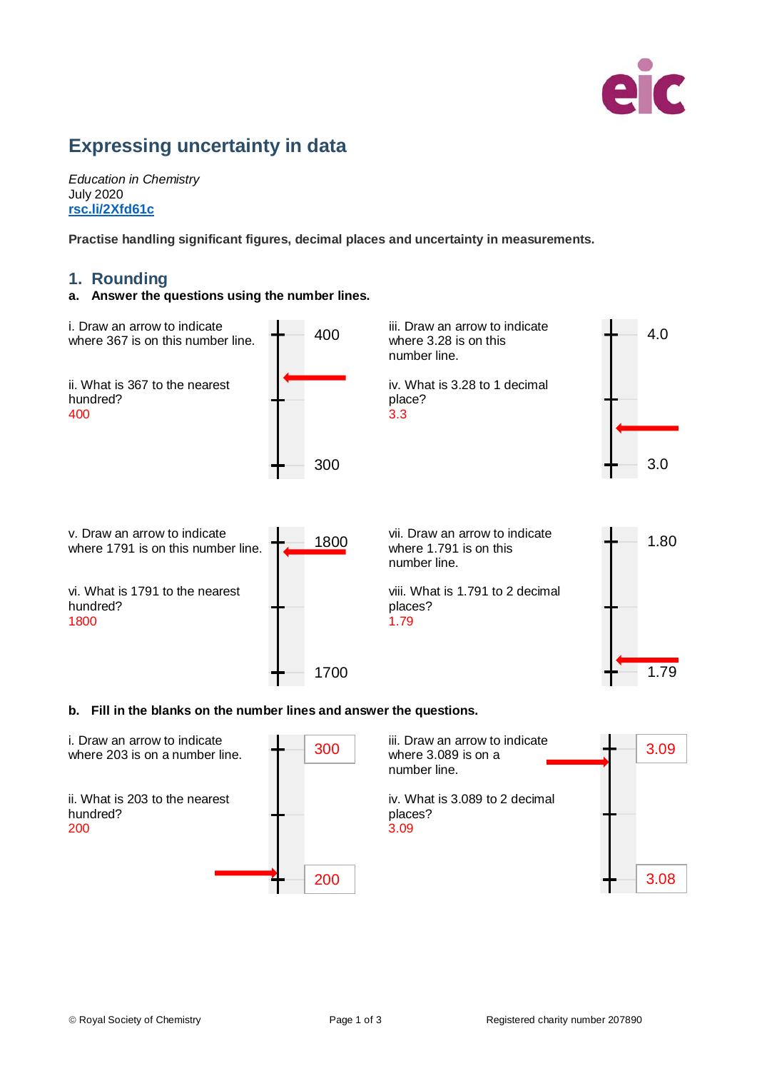# Expressing uncertainty in data

*Education in Chemistry*
July 2020
[rsc.li/2Xfd61c](https://rsc.li/2Xfd61c)

**Practise handling significant figures, decimal places and uncertainty in measurements.**

## 1. Rounding

**a. Answer the questions using the number lines.**

i. Draw an arrow to indicate where 367 is on this number line.

ii. What is 367 to the nearest hundred?
400

400

300

iii. Draw an arrow to indicate where 3.28 is on this number line.

iv. What is 3.28 to 1 decimal place?
3.3

4.0

3.0

v. Draw an arrow to indicate where 1791 is on this number line.

vi. What is 1791 to the nearest hundred?
1800

1800

1700

vii. Draw an arrow to indicate where 1.791 is on this number line.

viii. What is 1.791 to 2 decimal places?
1.79

1.80

1.79

**b. Fill in the blanks on the number lines and answer the questions.**

i. Draw an arrow to indicate where 203 is on a number line.

ii. What is 203 to the nearest hundred?
200

300

200

iii. Draw an arrow to indicate where 3.089 is on a number line.

iv. What is 3.089 to 2 decimal places?
3.09

3.09

3.08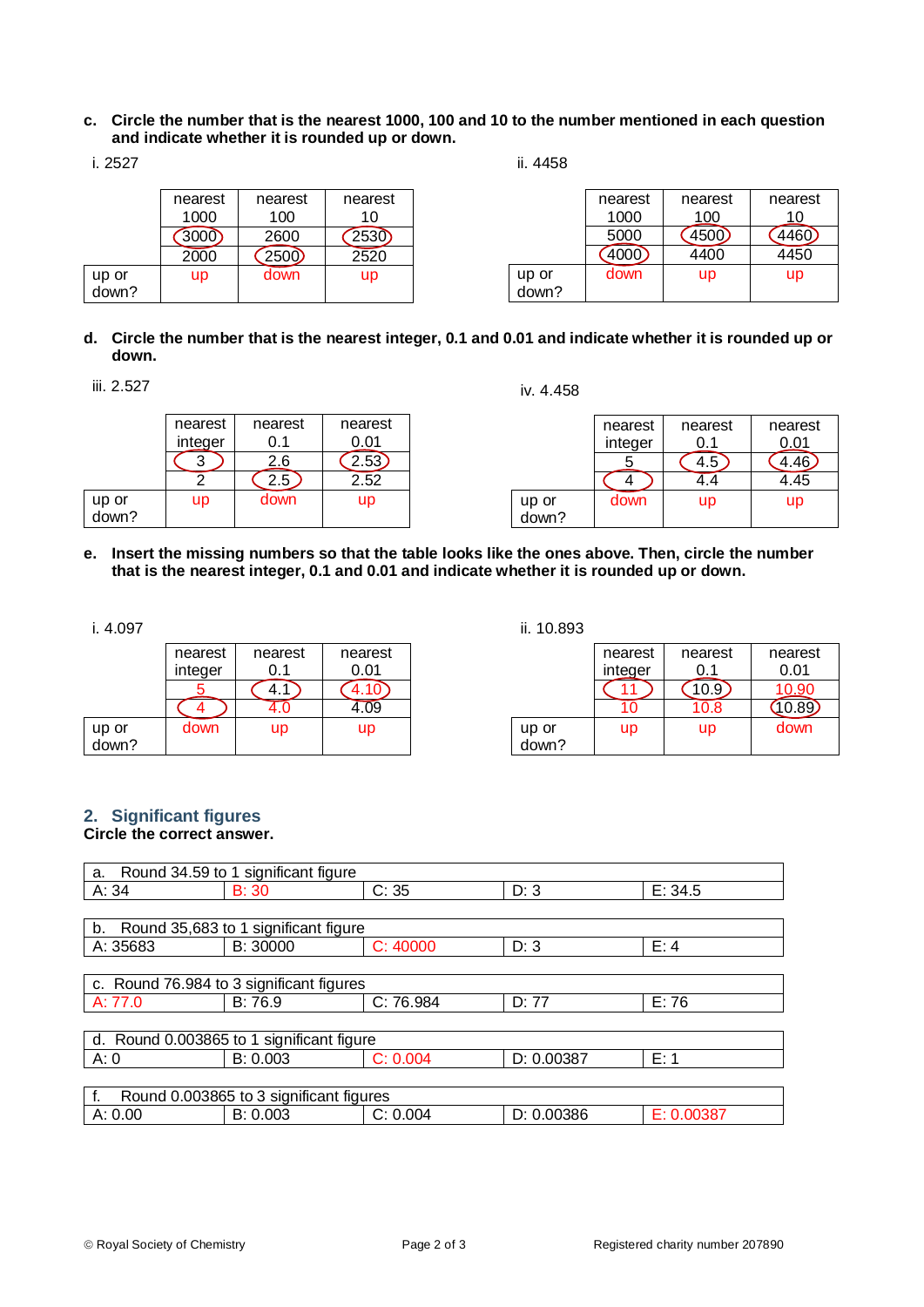**c. Circle the number that is the nearest 1000, 100 and 10 to the number mentioned in each question and indicate whether it is rounded up or down.**

i. 2527

| | nearest 1000 | nearest 100 | nearest 10 |
|---|---|---|---|
| | 3000 | 2600 | 2530 |
| | 2000 | 2500 | 2520 |
| up or down? | up | down | up |

ii. 4458

| | nearest 1000 | nearest 100 | nearest 10 |
|---|---|---|---|
| | 5000 | 4500 | 4460 |
| | 4000 | 4400 | 4450 |
| up or down? | down | up | up |

**d. Circle the number that is the nearest integer, 0.1 and 0.01 and indicate whether it is rounded up or down.**

iii. 2.527

| | nearest integer | nearest 0.1 | nearest 0.01 |
|---|---|---|---|
| | 3 | 2.6 | 2.53 |
| | 2 | 2.5 | 2.52 |
| up or down? | up | down | up |

iv. 4.458

| | nearest integer | nearest 0.1 | nearest 0.01 |
|---|---|---|---|
| | 5 | 4.5 | 4.46 |
| | 4 | 4.4 | 4.45 |
| up or down? | down | up | up |

**e. Insert the missing numbers so that the table looks like the ones above. Then, circle the number that is the nearest integer, 0.1 and 0.01 and indicate whether it is rounded up or down.**

i. 4.097

| | nearest integer | nearest 0.1 | nearest 0.01 |
|---|---|---|---|
| | 5 | 4.1 | 4.10 |
| | 4 | 4.0 | 4.09 |
| up or down? | down | up | up |

ii. 10.893

| | nearest integer | nearest 0.1 | nearest 0.01 |
|---|---|---|---|
| | 11 | 10.9 | 10.90 |
| | 10 | 10.8 | 10.89 |
| up or down? | up | up | down |

## 2. Significant figures

**Circle the correct answer.**

| a. Round 34.59 to 1 significant figure | | | | |
|---|---|---|---|---|
| A: 34 | B: 30 | C: 35 | D: 3 | E: 34.5 |

| b. Round 35,683 to 1 significant figure | | | | |
|---|---|---|---|---|
| A: 35683 | B: 30000 | C: 40000 | D: 3 | E: 4 |

| c. Round 76.984 to 3 significant figures | | | | |
|---|---|---|---|---|
| A: 77.0 | B: 76.9 | C: 76.984 | D: 77 | E: 76 |

| d. Round 0.003865 to 1 significant figure | | | | |
|---|---|---|---|---|
| A: 0 | B: 0.003 | C: 0.004 | D: 0.00387 | E: 1 |

| f. Round 0.003865 to 3 significant figures | | | | |
|---|---|---|---|---|
| A: 0.00 | B: 0.003 | C: 0.004 | D: 0.00386 | E: 0.00387 |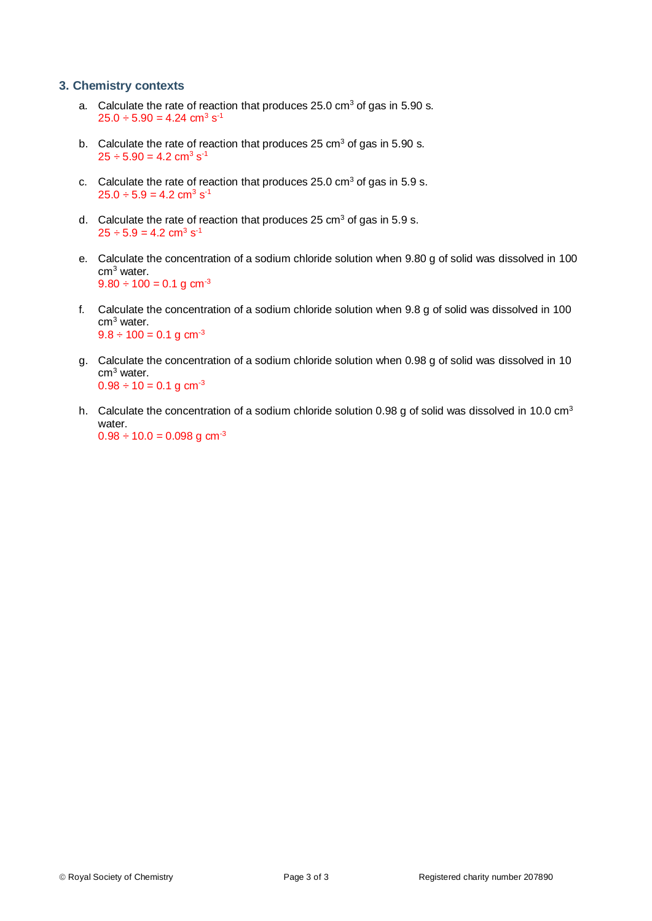### 3. Chemistry contexts

a. Calculate the rate of reaction that produces 25.0 $cm^3$ of gas in 5.90 s.
$25.0 \div 5.90 = 4.24$ $cm^3$ $s^{-1}$

b. Calculate the rate of reaction that produces 25 $cm^3$ of gas in 5.90 s.
$25 \div 5.90 = 4.2$ $cm^3$ $s^{-1}$

c. Calculate the rate of reaction that produces 25.0 $cm^3$ of gas in 5.9 s.
$25.0 \div 5.9 = 4.2$ $cm^3$ $s^{-1}$

d. Calculate the rate of reaction that produces 25 $cm^3$ of gas in 5.9 s.
$25 \div 5.9 = 4.2$ $cm^3$ $s^{-1}$

e. Calculate the concentration of a sodium chloride solution when 9.80 g of solid was dissolved in 100 $cm^3$ water.
$9.80 \div 100 = 0.1$ g $cm^{-3}$

f. Calculate the concentration of a sodium chloride solution when 9.8 g of solid was dissolved in 100 $cm^3$ water.
$9.8 \div 100 = 0.1$ g $cm^{-3}$

g. Calculate the concentration of a sodium chloride solution when 0.98 g of solid was dissolved in 10 $cm^3$ water.
$0.98 \div 10 = 0.1$ g $cm^{-3}$

h. Calculate the concentration of a sodium chloride solution 0.98 g of solid was dissolved in 10.0 $cm^3$ water.
$0.98 \div 10.0 = 0.098$ g $cm^{-3}$